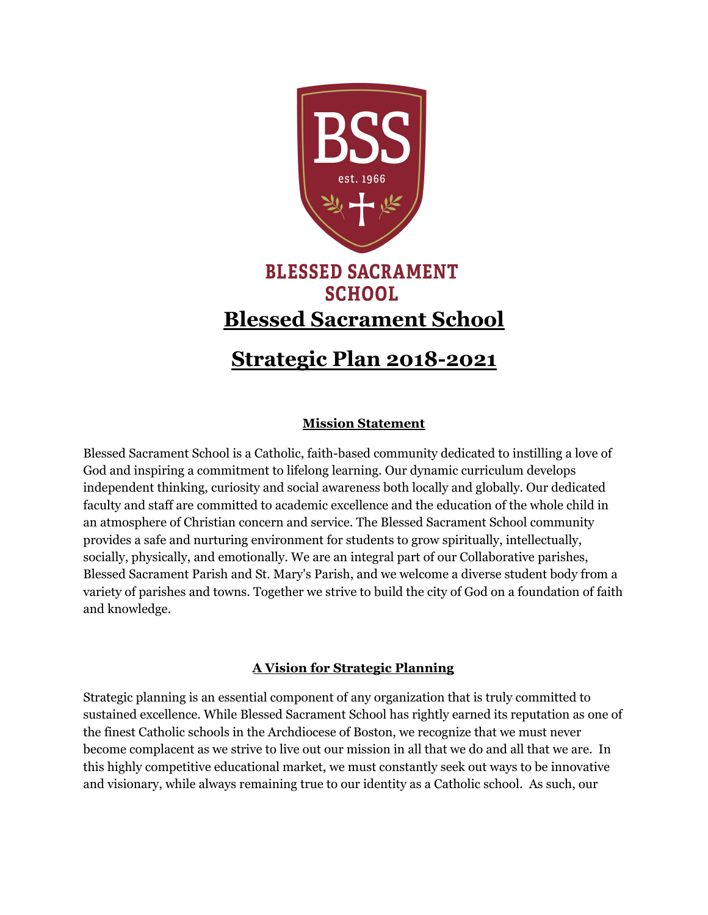BSS

est. 1966

BLESSED SACRAMENT SCHOOL

# Blessed Sacrament School

# Strategic Plan 2018-2021

## Mission Statement

Blessed Sacrament School is a Catholic, faith-based community dedicated to instilling a love of God and inspiring a commitment to lifelong learning. Our dynamic curriculum develops independent thinking, curiosity and social awareness both locally and globally. Our dedicated faculty and staff are committed to academic excellence and the education of the whole child in an atmosphere of Christian concern and service. The Blessed Sacrament School community provides a safe and nurturing environment for students to grow spiritually, intellectually, socially, physically, and emotionally. We are an integral part of our Collaborative parishes, Blessed Sacrament Parish and St. Mary's Parish, and we welcome a diverse student body from a variety of parishes and towns. Together we strive to build the city of God on a foundation of faith and knowledge.

## A Vision for Strategic Planning

Strategic planning is an essential component of any organization that is truly committed to sustained excellence. While Blessed Sacrament School has rightly earned its reputation as one of the finest Catholic schools in the Archdiocese of Boston, we recognize that we must never become complacent as we strive to live out our mission in all that we do and all that we are. In this highly competitive educational market, we must constantly seek out ways to be innovative and visionary, while always remaining true to our identity as a Catholic school. As such, our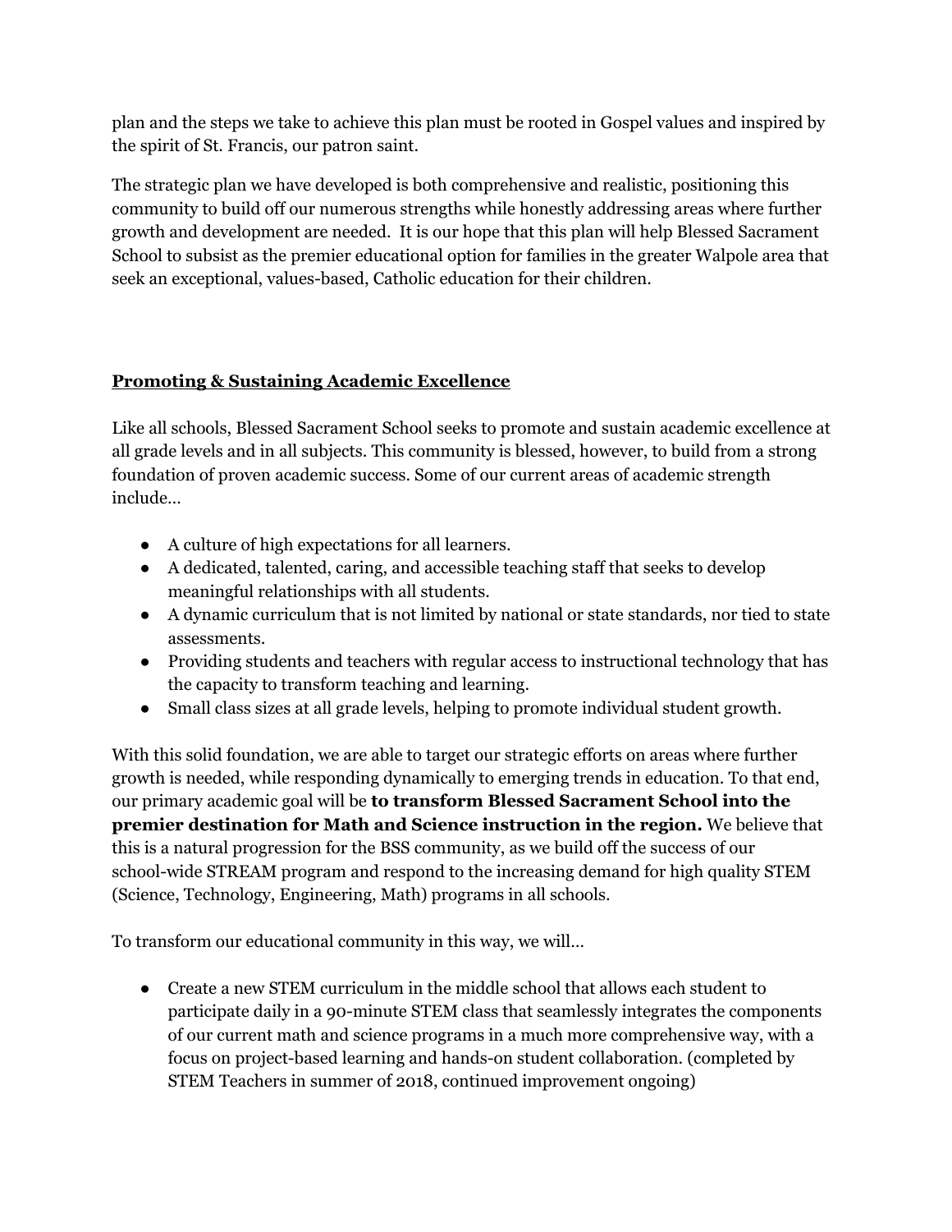plan and the steps we take to achieve this plan must be rooted in Gospel values and inspired by the spirit of St. Francis, our patron saint.

The strategic plan we have developed is both comprehensive and realistic, positioning this community to build off our numerous strengths while honestly addressing areas where further growth and development are needed. It is our hope that this plan will help Blessed Sacrament School to subsist as the premier educational option for families in the greater Walpole area that seek an exceptional, values-based, Catholic education for their children.

## Promoting & Sustaining Academic Excellence

Like all schools, Blessed Sacrament School seeks to promote and sustain academic excellence at all grade levels and in all subjects. This community is blessed, however, to build from a strong foundation of proven academic success. Some of our current areas of academic strength include…

- A culture of high expectations for all learners.
- A dedicated, talented, caring, and accessible teaching staff that seeks to develop meaningful relationships with all students.
- A dynamic curriculum that is not limited by national or state standards, nor tied to state assessments.
- Providing students and teachers with regular access to instructional technology that has the capacity to transform teaching and learning.
- Small class sizes at all grade levels, helping to promote individual student growth.

With this solid foundation, we are able to target our strategic efforts on areas where further growth is needed, while responding dynamically to emerging trends in education. To that end, our primary academic goal will be **to transform Blessed Sacrament School into the premier destination for Math and Science instruction in the region.** We believe that this is a natural progression for the BSS community, as we build off the success of our school-wide STREAM program and respond to the increasing demand for high quality STEM (Science, Technology, Engineering, Math) programs in all schools.

To transform our educational community in this way, we will…

- Create a new STEM curriculum in the middle school that allows each student to participate daily in a 90-minute STEM class that seamlessly integrates the components of our current math and science programs in a much more comprehensive way, with a focus on project-based learning and hands-on student collaboration. (completed by STEM Teachers in summer of 2018, continued improvement ongoing)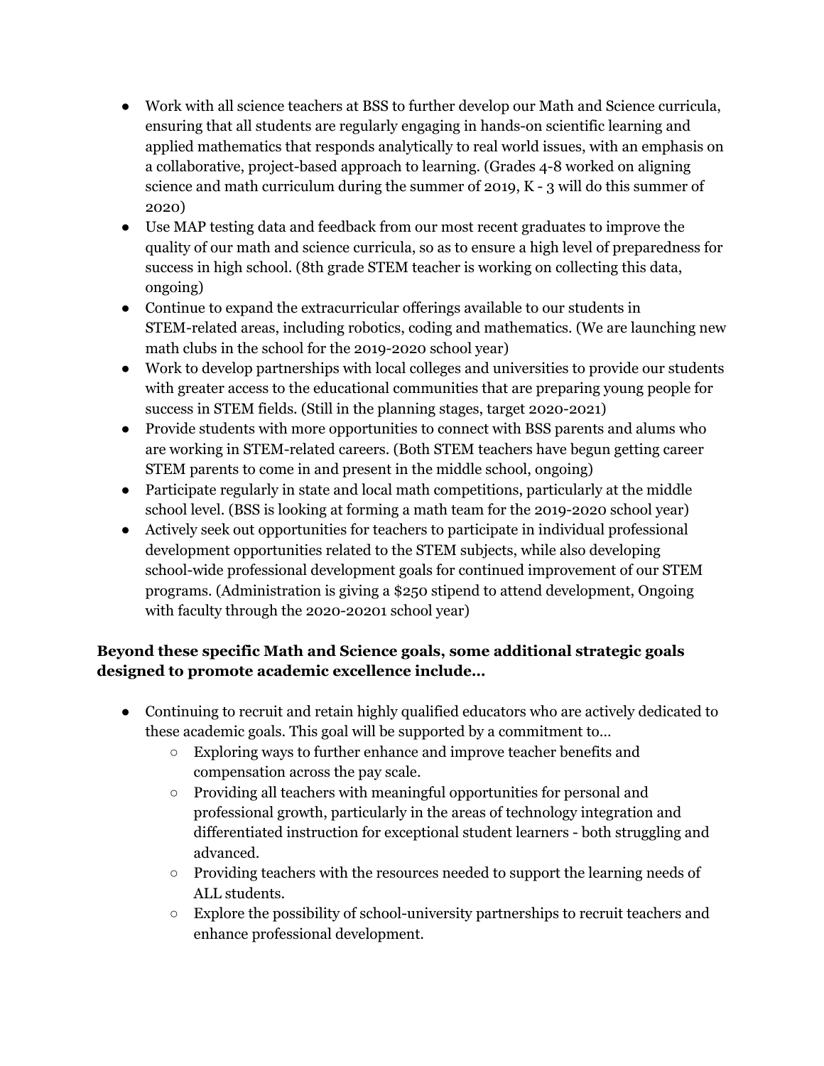- Work with all science teachers at BSS to further develop our Math and Science curricula, ensuring that all students are regularly engaging in hands-on scientific learning and applied mathematics that responds analytically to real world issues, with an emphasis on a collaborative, project-based approach to learning. (Grades 4-8 worked on aligning science and math curriculum during the summer of 2019, K - 3 will do this summer of 2020)
- Use MAP testing data and feedback from our most recent graduates to improve the quality of our math and science curricula, so as to ensure a high level of preparedness for success in high school. (8th grade STEM teacher is working on collecting this data, ongoing)
- Continue to expand the extracurricular offerings available to our students in STEM-related areas, including robotics, coding and mathematics. (We are launching new math clubs in the school for the 2019-2020 school year)
- Work to develop partnerships with local colleges and universities to provide our students with greater access to the educational communities that are preparing young people for success in STEM fields. (Still in the planning stages, target 2020-2021)
- Provide students with more opportunities to connect with BSS parents and alums who are working in STEM-related careers. (Both STEM teachers have begun getting career STEM parents to come in and present in the middle school, ongoing)
- Participate regularly in state and local math competitions, particularly at the middle school level. (BSS is looking at forming a math team for the 2019-2020 school year)
- Actively seek out opportunities for teachers to participate in individual professional development opportunities related to the STEM subjects, while also developing school-wide professional development goals for continued improvement of our STEM programs. (Administration is giving a $250 stipend to attend development, Ongoing with faculty through the 2020-20201 school year)

**Beyond these specific Math and Science goals, some additional strategic goals designed to promote academic excellence include…**

- Continuing to recruit and retain highly qualified educators who are actively dedicated to these academic goals. This goal will be supported by a commitment to…
  - Exploring ways to further enhance and improve teacher benefits and compensation across the pay scale.
  - Providing all teachers with meaningful opportunities for personal and professional growth, particularly in the areas of technology integration and differentiated instruction for exceptional student learners - both struggling and advanced.
  - Providing teachers with the resources needed to support the learning needs of ALL students.
  - Explore the possibility of school-university partnerships to recruit teachers and enhance professional development.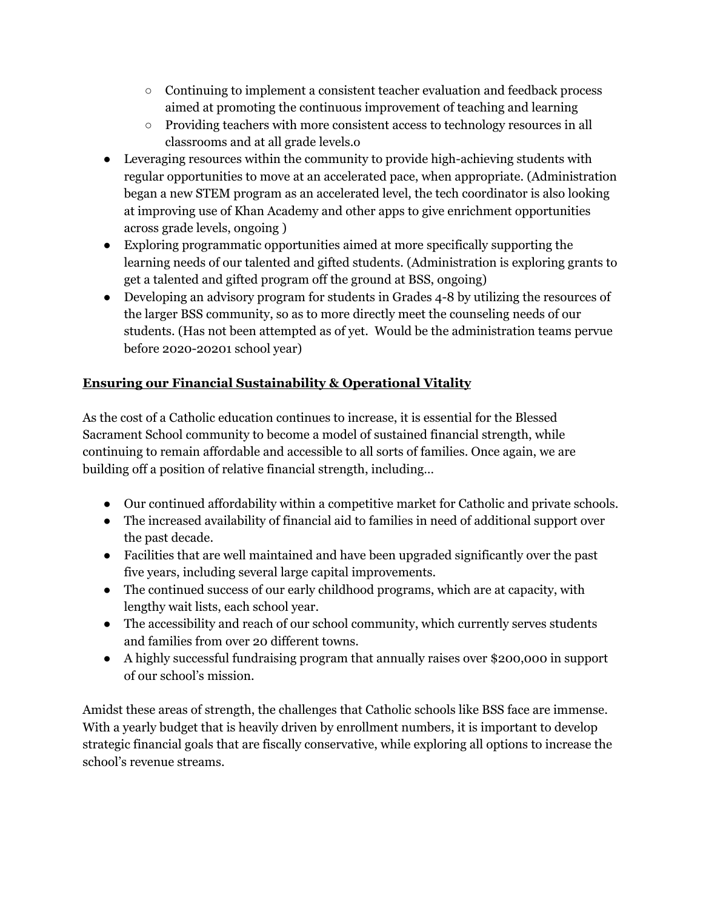- Continuing to implement a consistent teacher evaluation and feedback process aimed at promoting the continuous improvement of teaching and learning
    - Providing teachers with more consistent access to technology resources in all classrooms and at all grade levels.o
- Leveraging resources within the community to provide high-achieving students with regular opportunities to move at an accelerated pace, when appropriate. (Administration began a new STEM program as an accelerated level, the tech coordinator is also looking at improving use of Khan Academy and other apps to give enrichment opportunities across grade levels, ongoing )
- Exploring programmatic opportunities aimed at more specifically supporting the learning needs of our talented and gifted students. (Administration is exploring grants to get a talented and gifted program off the ground at BSS, ongoing)
- Developing an advisory program for students in Grades 4-8 by utilizing the resources of the larger BSS community, so as to more directly meet the counseling needs of our students. (Has not been attempted as of yet. Would be the administration teams pervue before 2020-20201 school year)

## Ensuring our Financial Sustainability & Operational Vitality

As the cost of a Catholic education continues to increase, it is essential for the Blessed Sacrament School community to become a model of sustained financial strength, while continuing to remain affordable and accessible to all sorts of families. Once again, we are building off a position of relative financial strength, including…

- Our continued affordability within a competitive market for Catholic and private schools.
- The increased availability of financial aid to families in need of additional support over the past decade.
- Facilities that are well maintained and have been upgraded significantly over the past five years, including several large capital improvements.
- The continued success of our early childhood programs, which are at capacity, with lengthy wait lists, each school year.
- The accessibility and reach of our school community, which currently serves students and families from over 20 different towns.
- A highly successful fundraising program that annually raises over $200,000 in support of our school's mission.

Amidst these areas of strength, the challenges that Catholic schools like BSS face are immense. With a yearly budget that is heavily driven by enrollment numbers, it is important to develop strategic financial goals that are fiscally conservative, while exploring all options to increase the school's revenue streams.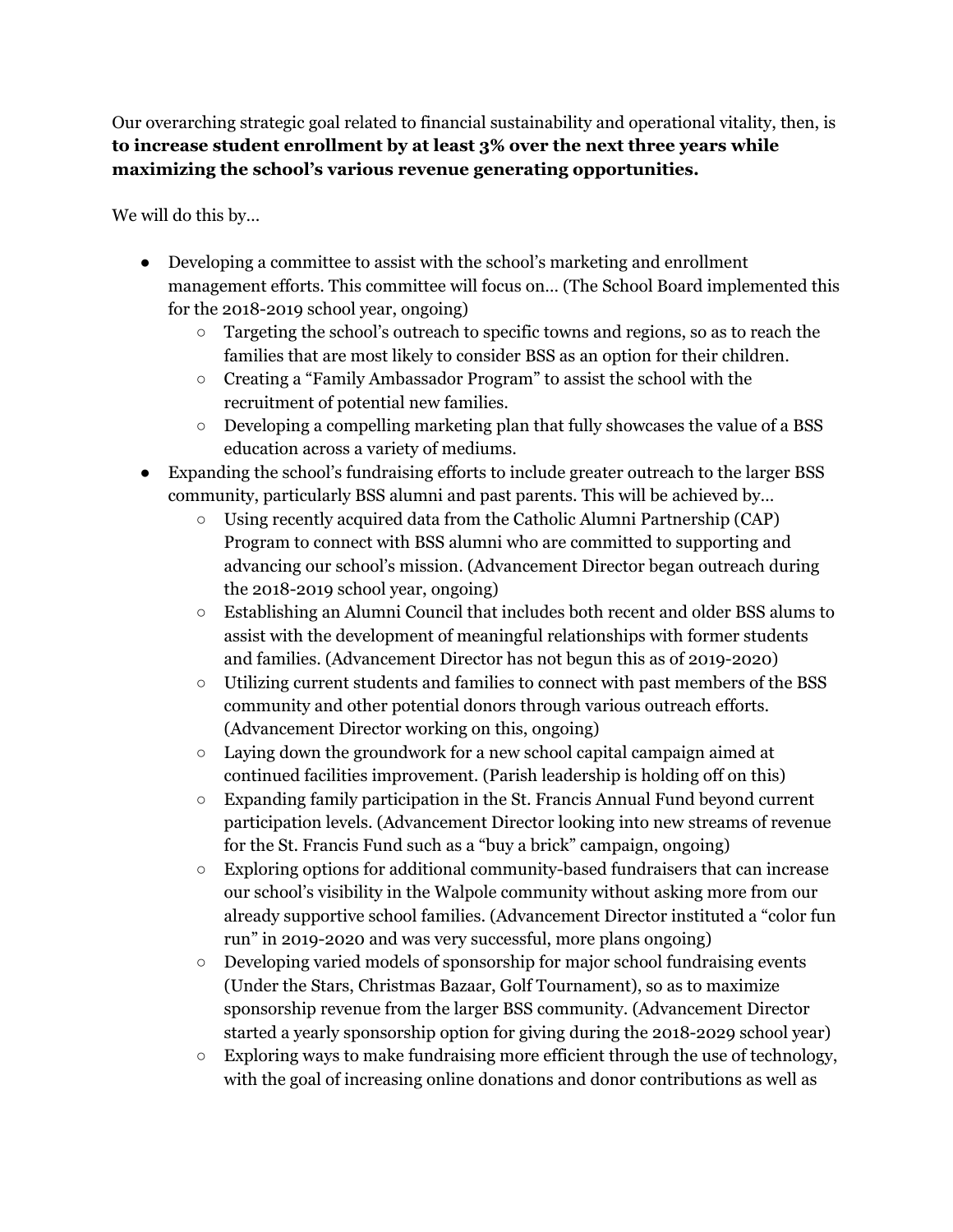Our overarching strategic goal related to financial sustainability and operational vitality, then, is **to increase student enrollment by at least 3% over the next three years while maximizing the school's various revenue generating opportunities.**

We will do this by…

- Developing a committee to assist with the school's marketing and enrollment management efforts. This committee will focus on… (The School Board implemented this for the 2018-2019 school year, ongoing)
  - Targeting the school's outreach to specific towns and regions, so as to reach the families that are most likely to consider BSS as an option for their children.
  - Creating a "Family Ambassador Program" to assist the school with the recruitment of potential new families.
  - Developing a compelling marketing plan that fully showcases the value of a BSS education across a variety of mediums.
- Expanding the school's fundraising efforts to include greater outreach to the larger BSS community, particularly BSS alumni and past parents. This will be achieved by…
  - Using recently acquired data from the Catholic Alumni Partnership (CAP) Program to connect with BSS alumni who are committed to supporting and advancing our school's mission. (Advancement Director began outreach during the 2018-2019 school year, ongoing)
  - Establishing an Alumni Council that includes both recent and older BSS alums to assist with the development of meaningful relationships with former students and families. (Advancement Director has not begun this as of 2019-2020)
  - Utilizing current students and families to connect with past members of the BSS community and other potential donors through various outreach efforts. (Advancement Director working on this, ongoing)
  - Laying down the groundwork for a new school capital campaign aimed at continued facilities improvement. (Parish leadership is holding off on this)
  - Expanding family participation in the St. Francis Annual Fund beyond current participation levels. (Advancement Director looking into new streams of revenue for the St. Francis Fund such as a "buy a brick" campaign, ongoing)
  - Exploring options for additional community-based fundraisers that can increase our school's visibility in the Walpole community without asking more from our already supportive school families. (Advancement Director instituted a "color fun run" in 2019-2020 and was very successful, more plans ongoing)
  - Developing varied models of sponsorship for major school fundraising events (Under the Stars, Christmas Bazaar, Golf Tournament), so as to maximize sponsorship revenue from the larger BSS community. (Advancement Director started a yearly sponsorship option for giving during the 2018-2029 school year)
  - Exploring ways to make fundraising more efficient through the use of technology, with the goal of increasing online donations and donor contributions as well as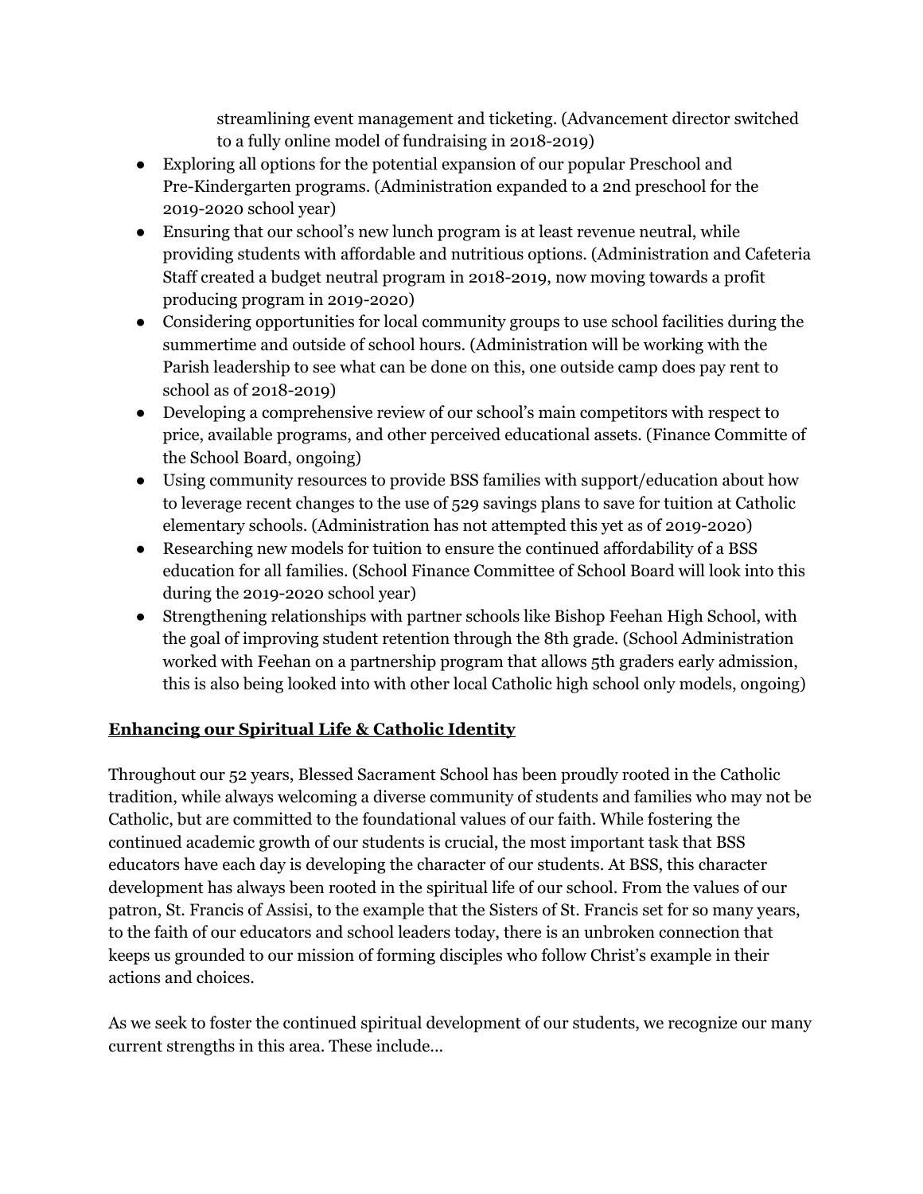streamlining event management and ticketing. (Advancement director switched to a fully online model of fundraising in 2018-2019)

- Exploring all options for the potential expansion of our popular Preschool and Pre-Kindergarten programs. (Administration expanded to a 2nd preschool for the 2019-2020 school year)
- Ensuring that our school's new lunch program is at least revenue neutral, while providing students with affordable and nutritious options. (Administration and Cafeteria Staff created a budget neutral program in 2018-2019, now moving towards a profit producing program in 2019-2020)
- Considering opportunities for local community groups to use school facilities during the summertime and outside of school hours. (Administration will be working with the Parish leadership to see what can be done on this, one outside camp does pay rent to school as of 2018-2019)
- Developing a comprehensive review of our school's main competitors with respect to price, available programs, and other perceived educational assets. (Finance Committe of the School Board, ongoing)
- Using community resources to provide BSS families with support/education about how to leverage recent changes to the use of 529 savings plans to save for tuition at Catholic elementary schools. (Administration has not attempted this yet as of 2019-2020)
- Researching new models for tuition to ensure the continued affordability of a BSS education for all families. (School Finance Committee of School Board will look into this during the 2019-2020 school year)
- Strengthening relationships with partner schools like Bishop Feehan High School, with the goal of improving student retention through the 8th grade. (School Administration worked with Feehan on a partnership program that allows 5th graders early admission, this is also being looked into with other local Catholic high school only models, ongoing)

## Enhancing our Spiritual Life & Catholic Identity

Throughout our 52 years, Blessed Sacrament School has been proudly rooted in the Catholic tradition, while always welcoming a diverse community of students and families who may not be Catholic, but are committed to the foundational values of our faith. While fostering the continued academic growth of our students is crucial, the most important task that BSS educators have each day is developing the character of our students. At BSS, this character development has always been rooted in the spiritual life of our school. From the values of our patron, St. Francis of Assisi, to the example that the Sisters of St. Francis set for so many years, to the faith of our educators and school leaders today, there is an unbroken connection that keeps us grounded to our mission of forming disciples who follow Christ's example in their actions and choices.

As we seek to foster the continued spiritual development of our students, we recognize our many current strengths in this area. These include...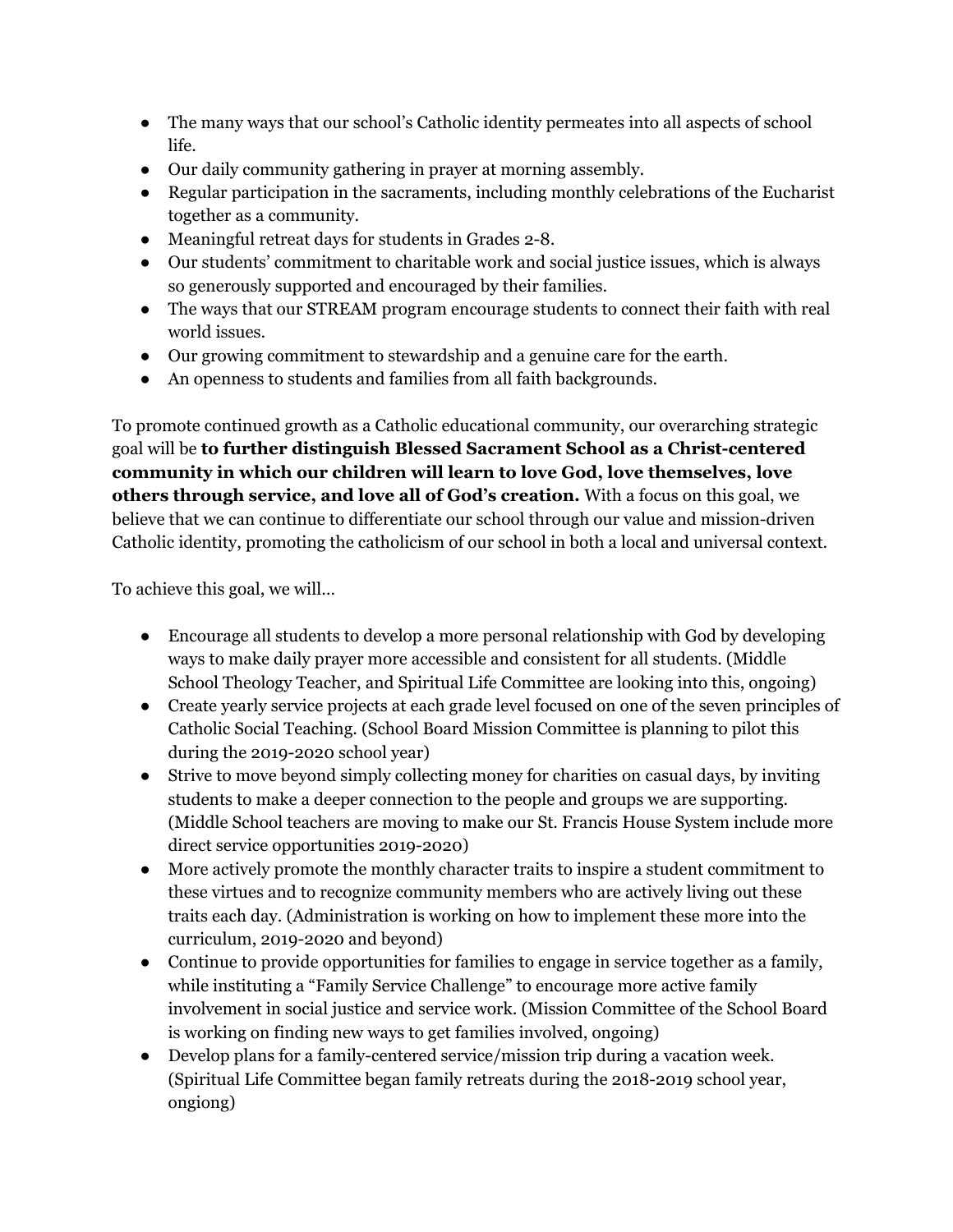- The many ways that our school's Catholic identity permeates into all aspects of school life.
- Our daily community gathering in prayer at morning assembly.
- Regular participation in the sacraments, including monthly celebrations of the Eucharist together as a community.
- Meaningful retreat days for students in Grades 2-8.
- Our students' commitment to charitable work and social justice issues, which is always so generously supported and encouraged by their families.
- The ways that our STREAM program encourage students to connect their faith with real world issues.
- Our growing commitment to stewardship and a genuine care for the earth.
- An openness to students and families from all faith backgrounds.

To promote continued growth as a Catholic educational community, our overarching strategic goal will be **to further distinguish Blessed Sacrament School as a Christ-centered community in which our children will learn to love God, love themselves, love others through service, and love all of God's creation.** With a focus on this goal, we believe that we can continue to differentiate our school through our value and mission-driven Catholic identity, promoting the catholicism of our school in both a local and universal context.

To achieve this goal, we will…

- Encourage all students to develop a more personal relationship with God by developing ways to make daily prayer more accessible and consistent for all students. (Middle School Theology Teacher, and Spiritual Life Committee are looking into this, ongoing)
- Create yearly service projects at each grade level focused on one of the seven principles of Catholic Social Teaching. (School Board Mission Committee is planning to pilot this during the 2019-2020 school year)
- Strive to move beyond simply collecting money for charities on casual days, by inviting students to make a deeper connection to the people and groups we are supporting. (Middle School teachers are moving to make our St. Francis House System include more direct service opportunities 2019-2020)
- More actively promote the monthly character traits to inspire a student commitment to these virtues and to recognize community members who are actively living out these traits each day. (Administration is working on how to implement these more into the curriculum, 2019-2020 and beyond)
- Continue to provide opportunities for families to engage in service together as a family, while instituting a "Family Service Challenge" to encourage more active family involvement in social justice and service work. (Mission Committee of the School Board is working on finding new ways to get families involved, ongoing)
- Develop plans for a family-centered service/mission trip during a vacation week. (Spiritual Life Committee began family retreats during the 2018-2019 school year, ongiong)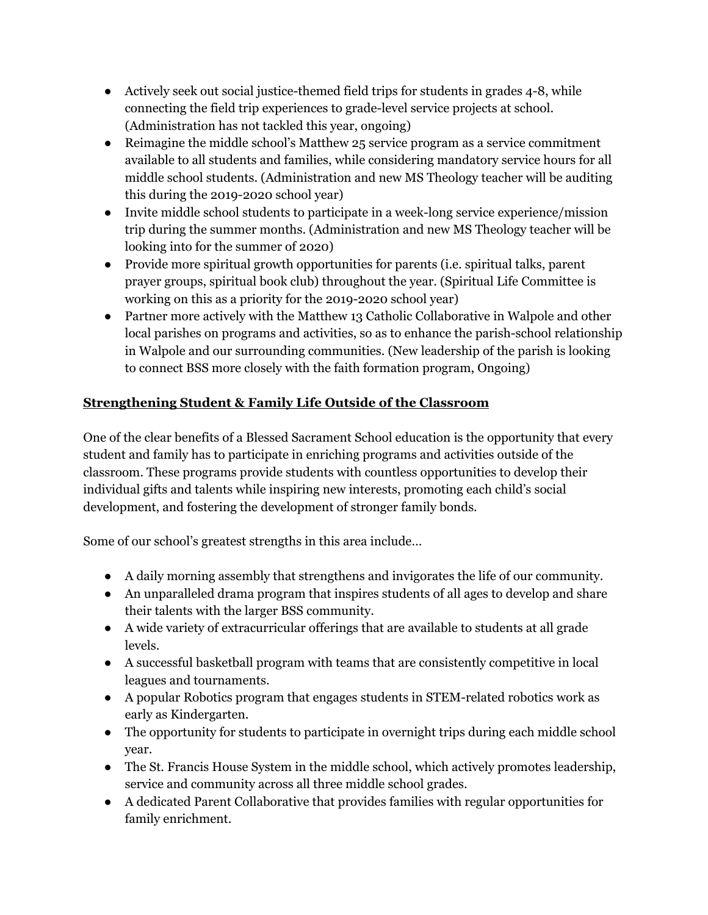- Actively seek out social justice-themed field trips for students in grades 4-8, while connecting the field trip experiences to grade-level service projects at school. (Administration has not tackled this year, ongoing)
- Reimagine the middle school's Matthew 25 service program as a service commitment available to all students and families, while considering mandatory service hours for all middle school students. (Administration and new MS Theology teacher will be auditing this during the 2019-2020 school year)
- Invite middle school students to participate in a week-long service experience/mission trip during the summer months. (Administration and new MS Theology teacher will be looking into for the summer of 2020)
- Provide more spiritual growth opportunities for parents (i.e. spiritual talks, parent prayer groups, spiritual book club) throughout the year. (Spiritual Life Committee is working on this as a priority for the 2019-2020 school year)
- Partner more actively with the Matthew 13 Catholic Collaborative in Walpole and other local parishes on programs and activities, so as to enhance the parish-school relationship in Walpole and our surrounding communities. (New leadership of the parish is looking to connect BSS more closely with the faith formation program, Ongoing)

## Strengthening Student & Family Life Outside of the Classroom

One of the clear benefits of a Blessed Sacrament School education is the opportunity that every student and family has to participate in enriching programs and activities outside of the classroom. These programs provide students with countless opportunities to develop their individual gifts and talents while inspiring new interests, promoting each child's social development, and fostering the development of stronger family bonds.

Some of our school's greatest strengths in this area include…

- A daily morning assembly that strengthens and invigorates the life of our community.
- An unparalleled drama program that inspires students of all ages to develop and share their talents with the larger BSS community.
- A wide variety of extracurricular offerings that are available to students at all grade levels.
- A successful basketball program with teams that are consistently competitive in local leagues and tournaments.
- A popular Robotics program that engages students in STEM-related robotics work as early as Kindergarten.
- The opportunity for students to participate in overnight trips during each middle school year.
- The St. Francis House System in the middle school, which actively promotes leadership, service and community across all three middle school grades.
- A dedicated Parent Collaborative that provides families with regular opportunities for family enrichment.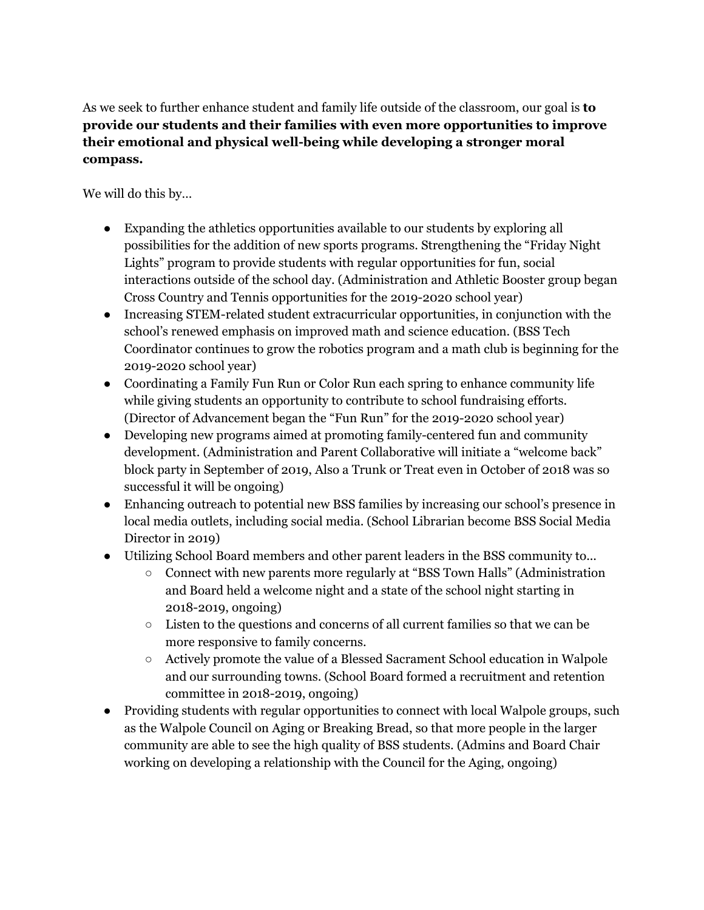As we seek to further enhance student and family life outside of the classroom, our goal is **to provide our students and their families with even more opportunities to improve their emotional and physical well-being while developing a stronger moral compass.**

We will do this by…

- Expanding the athletics opportunities available to our students by exploring all possibilities for the addition of new sports programs. Strengthening the "Friday Night Lights" program to provide students with regular opportunities for fun, social interactions outside of the school day. (Administration and Athletic Booster group began Cross Country and Tennis opportunities for the 2019-2020 school year)
- Increasing STEM-related student extracurricular opportunities, in conjunction with the school's renewed emphasis on improved math and science education. (BSS Tech Coordinator continues to grow the robotics program and a math club is beginning for the 2019-2020 school year)
- Coordinating a Family Fun Run or Color Run each spring to enhance community life while giving students an opportunity to contribute to school fundraising efforts. (Director of Advancement began the "Fun Run" for the 2019-2020 school year)
- Developing new programs aimed at promoting family-centered fun and community development. (Administration and Parent Collaborative will initiate a "welcome back" block party in September of 2019, Also a Trunk or Treat even in October of 2018 was so successful it will be ongoing)
- Enhancing outreach to potential new BSS families by increasing our school's presence in local media outlets, including social media. (School Librarian become BSS Social Media Director in 2019)
- Utilizing School Board members and other parent leaders in the BSS community to…
    - Connect with new parents more regularly at "BSS Town Halls" (Administration and Board held a welcome night and a state of the school night starting in 2018-2019, ongoing)
    - Listen to the questions and concerns of all current families so that we can be more responsive to family concerns.
    - Actively promote the value of a Blessed Sacrament School education in Walpole and our surrounding towns. (School Board formed a recruitment and retention committee in 2018-2019, ongoing)
- Providing students with regular opportunities to connect with local Walpole groups, such as the Walpole Council on Aging or Breaking Bread, so that more people in the larger community are able to see the high quality of BSS students. (Admins and Board Chair working on developing a relationship with the Council for the Aging, ongoing)